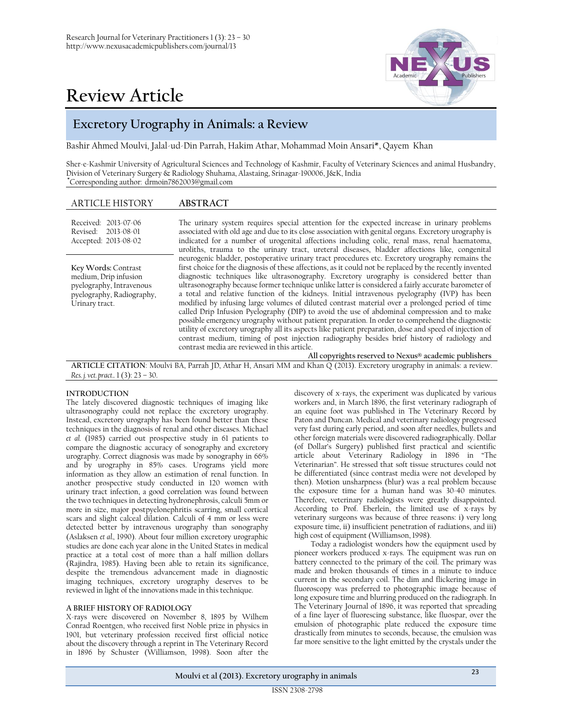# Review Article

## Excretory Urography in Animals: a Review

Bashir Ahmed Moulvi, Jalal-ud-Din Parrah, Hakim Athar, Mohammad Moin Ansari*, Qayem Khan

Sher-e-Kashmir University of Agricultural Sciences and Technology of Kashmir, Faculty of Veterinary Sciences and animal Husbandry, Division of Veterinary Surgery & Radiology Shuhama, Alastaing, Srinagar-190006, J&K, India
*Corresponding author: drmoin7862003@gmail.com

**ARTICLE HISTORY**

Received: 2013-07-06
Revised: 2013-08-01
Accepted: 2013-08-02

**Key Words:** Contrast medium, Drip infusion pyelography, Intravenous pyelography, Radiography, Urinary tract.

**ABSTRACT**

The urinary system requires special attention for the expected increase in urinary problems associated with old age and due to its close association with genital organs. Excretory urography is indicated for a number of urogenital affections including colic, renal mass, renal haematoma, uroliths, trauma to the urinary tract, ureteral diseases, bladder affections like, congenital neurogenic bladder, postoperative urinary tract procedures etc. Excretory urography remains the first choice for the diagnosis of these affections, as it could not be replaced by the recently invented diagnostic techniques like ultrasonography. Excretory urography is considered better than ultrasonography because former technique unlike latter is considered a fairly accurate barometer of a total and relative function of the kidneys. Initial intravenous pyelography (IVP) has been modified by infusing large volumes of diluted contrast material over a prolonged period of time called Drip Infusion Pyelography (DIP) to avoid the use of abdominal compression and to make possible emergency urography without patient preparation. In order to comprehend the diagnostic utility of excretory urography all its aspects like patient preparation, dose and speed of injection of contrast medium, timing of post injection radiography besides brief history of radiology and contrast media are reviewed in this article.

**All copyrights reserved to Nexus® academic publishers**

**ARTICLE CITATION**: Moulvi BA, Parrah JD, Athar H, Ansari MM and Khan Q (2013). Excretory urography in animals: a review. *Res. j. vet. pract.*. 1 (3): 23 – 30.

### INTRODUCTION

The lately discovered diagnostic techniques of imaging like ultrasonography could not replace the excretory urography. Instead, excretory urography has been found better than these techniques in the diagnosis of renal and other diseases. Michael *et al.* (1985) carried out prospective study in 61 patients to compare the diagnostic accuracy of sonography and excretory urography. Correct diagnosis was made by sonography in 66% and by urography in 85% cases. Urograms yield more information as they allow an estimation of renal function. In another prospective study conducted in 120 women with urinary tract infection, a good correlation was found between the two techniques in detecting hydronephrosis, calculi 5mm or more in size, major postpyelonephritis scarring, small cortical scars and slight calceal dilation. Calculi of 4 mm or less were detected better by intravenous urography than sonography (Aslaksen *et al.*, 1990). About four million excretory urographic studies are done each year alone in the United States in medical practice at a total cost of more than a half million dollars (Rajindra, 1985). Having been able to retain its significance, despite the tremendous advancement made in diagnostic imaging techniques, excretory urography deserves to be reviewed in light of the innovations made in this technique.

### A BRIEF HISTORY OF RADIOLOGY

X-rays were discovered on November 8, 1895 by Wilhem Conrad Roentgen, who received first Noble prize in physics in 1901, but veterinary profession received first official notice about the discovery through a reprint in The Veterinary Record in 1896 by Schuster (Williamson, 1998). Soon after the discovery of x-rays, the experiment was duplicated by various workers and, in March 1896, the first veterinary radiograph of an equine foot was published in The Veterinary Record by Paton and Duncan. Medical and veterinary radiology progressed very fast during early period, and soon after needles, bullets and other foreign materials were discovered radiographically. Dollar (of Dollar's Surgery) published first practical and scientific article about Veterinary Radiology in 1896 in "The Veterinarian". He stressed that soft tissue structures could not be differentiated (since contrast media were not developed by then). Motion unsharpness (blur) was a real problem because the exposure time for a human hand was 30-40 minutes. Therefore, veterinary radiologists were greatly disappointed. According to Prof. Eberlein, the limited use of x-rays by veterinary surgeons was because of three reasons: i) very long exposure time, ii) insufficient penetration of radiations, and iii) high cost of equipment (Williamson, 1998).

Today a radiologist wonders how the equipment used by pioneer workers produced x-rays. The equipment was run on battery connected to the primary of the coil. The primary was made and broken thousands of times in a minute to induce current in the secondary coil. The dim and flickering image in fluoroscopy was preferred to photographic image because of long exposure time and blurring produced on the radiograph. In The Veterinary Journal of 1896, it was reported that spreading of a fine layer of fluorescing substance, like fluospar, over the emulsion of photographic plate reduced the exposure time drastically from minutes to seconds, because, the emulsion was far more sensitive to the light emitted by the crystals under the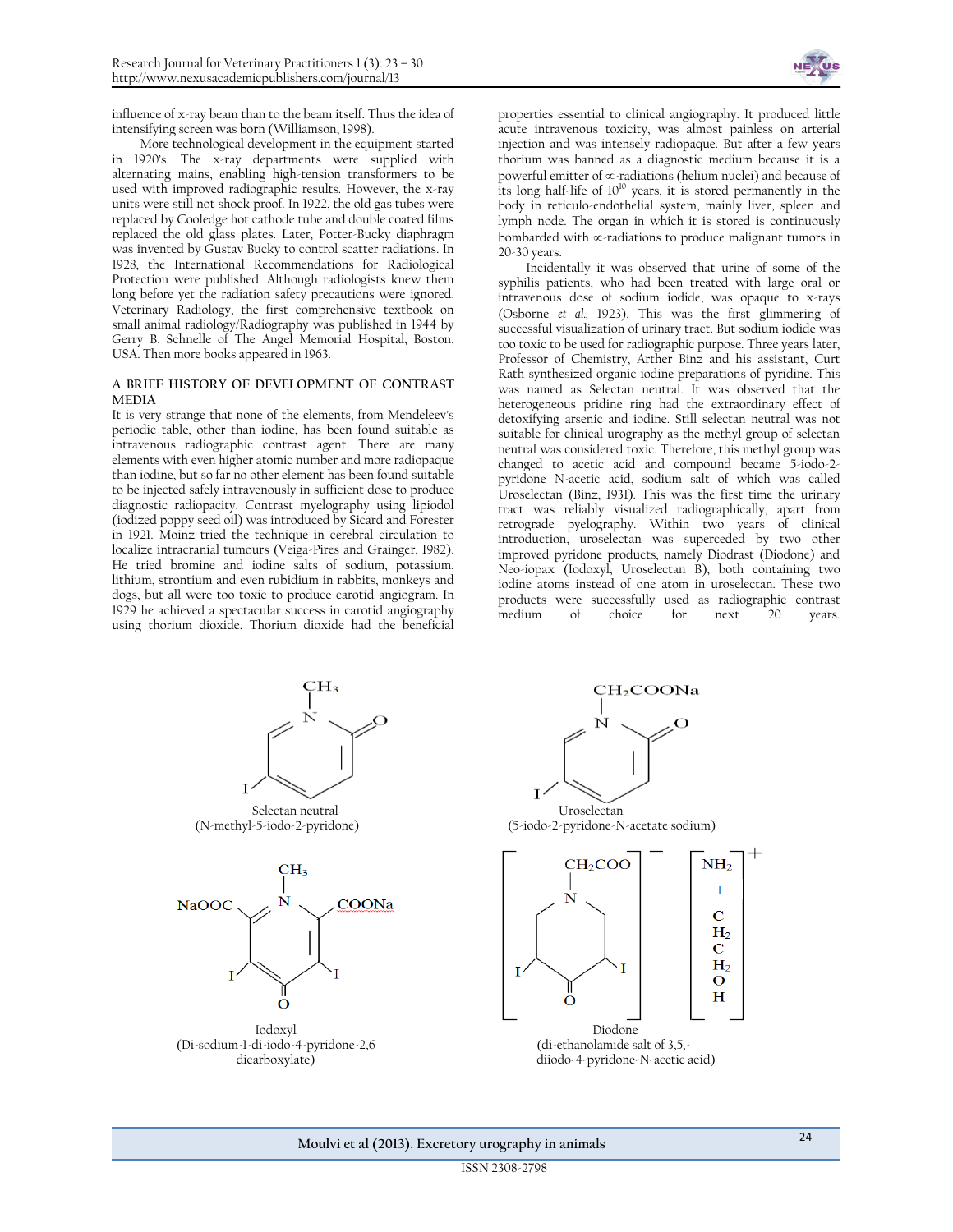influence of x-ray beam than to the beam itself. Thus the idea of intensifying screen was born (Williamson, 1998).

More technological development in the equipment started in 1920's. The x-ray departments were supplied with alternating mains, enabling high-tension transformers to be used with improved radiographic results. However, the x-ray units were still not shock proof. In 1922, the old gas tubes were replaced by Cooledge hot cathode tube and double coated films replaced the old glass plates. Later, Potter-Bucky diaphragm was invented by Gustav Bucky to control scatter radiations. In 1928, the International Recommendations for Radiological Protection were published. Although radiologists knew them long before yet the radiation safety precautions were ignored. Veterinary Radiology, the first comprehensive textbook on small animal radiology/Radiography was published in 1944 by Gerry B. Schnelle of The Angel Memorial Hospital, Boston, USA. Then more books appeared in 1963.

## A BRIEF HISTORY OF DEVELOPMENT OF CONTRAST MEDIA

It is very strange that none of the elements, from Mendeleev's periodic table, other than iodine, has been found suitable as intravenous radiographic contrast agent. There are many elements with even higher atomic number and more radiopaque than iodine, but so far no other element has been found suitable to be injected safely intravenously in sufficient dose to produce diagnostic radiopacity. Contrast myelography using lipiodol (iodized poppy seed oil) was introduced by Sicard and Forester in 1921. Moinz tried the technique in cerebral circulation to localize intracranial tumours (Veiga-Pires and Grainger, 1982). He tried bromine and iodine salts of sodium, potassium, lithium, strontium and even rubidium in rabbits, monkeys and dogs, but all were too toxic to produce carotid angiogram. In 1929 he achieved a spectacular success in carotid angiography using thorium dioxide. Thorium dioxide had the beneficial properties essential to clinical angiography. It produced little acute intravenous toxicity, was almost painless on arterial injection and was intensely radiopaque. But after a few years thorium was banned as a diagnostic medium because it is a powerful emitter of ∝-radiations (helium nuclei) and because of its long half-life of $10^{10}$ years, it is stored permanently in the body in reticulo-endothelial system, mainly liver, spleen and lymph node. The organ in which it is stored is continuously bombarded with ∝-radiations to produce malignant tumors in 20-30 years.

Incidentally it was observed that urine of some of the syphilis patients, who had been treated with large oral or intravenous dose of sodium iodide, was opaque to x-rays (Osborne *et al.*, 1923). This was the first glimmering of successful visualization of urinary tract. But sodium iodide was too toxic to be used for radiographic purpose. Three years later, Professor of Chemistry, Arther Binz and his assistant, Curt Rath synthesized organic iodine preparations of pyridine. This was named as Selectan neutral. It was observed that the heterogeneous pridine ring had the extraordinary effect of detoxifying arsenic and iodine. Still selectan neutral was not suitable for clinical urography as the methyl group of selectan neutral was considered toxic. Therefore, this methyl group was changed to acetic acid and compound became 5-iodo-2-pyridone N-acetic acid, sodium salt of which was called Uroselectan (Binz, 1931). This was the first time the urinary tract was reliably visualized radiographically, apart from retrograde pyelography. Within two years of clinical introduction, uroselectan was superceded by two other improved pyridone products, namely Diodrast (Diodone) and Neo-iopax (Iodoxyl, Uroselectan B), both containing two iodine atoms instead of one atom in uroselectan. These two products were successfully used as radiographic contrast medium of choice for next 20 years.

Selectan neutral
(N-methyl-5-iodo-2-pyridone)

Uroselectan
(5-iodo-2-pyridone-N-acetate sodium)

Iodoxyl
(Di-sodium-1-di-iodo-4-pyridone-2,6 dicarboxylate)

Diodone
(di-ethanolamide salt of 3,5,-diiodo-4-pyridone-N-acetic acid)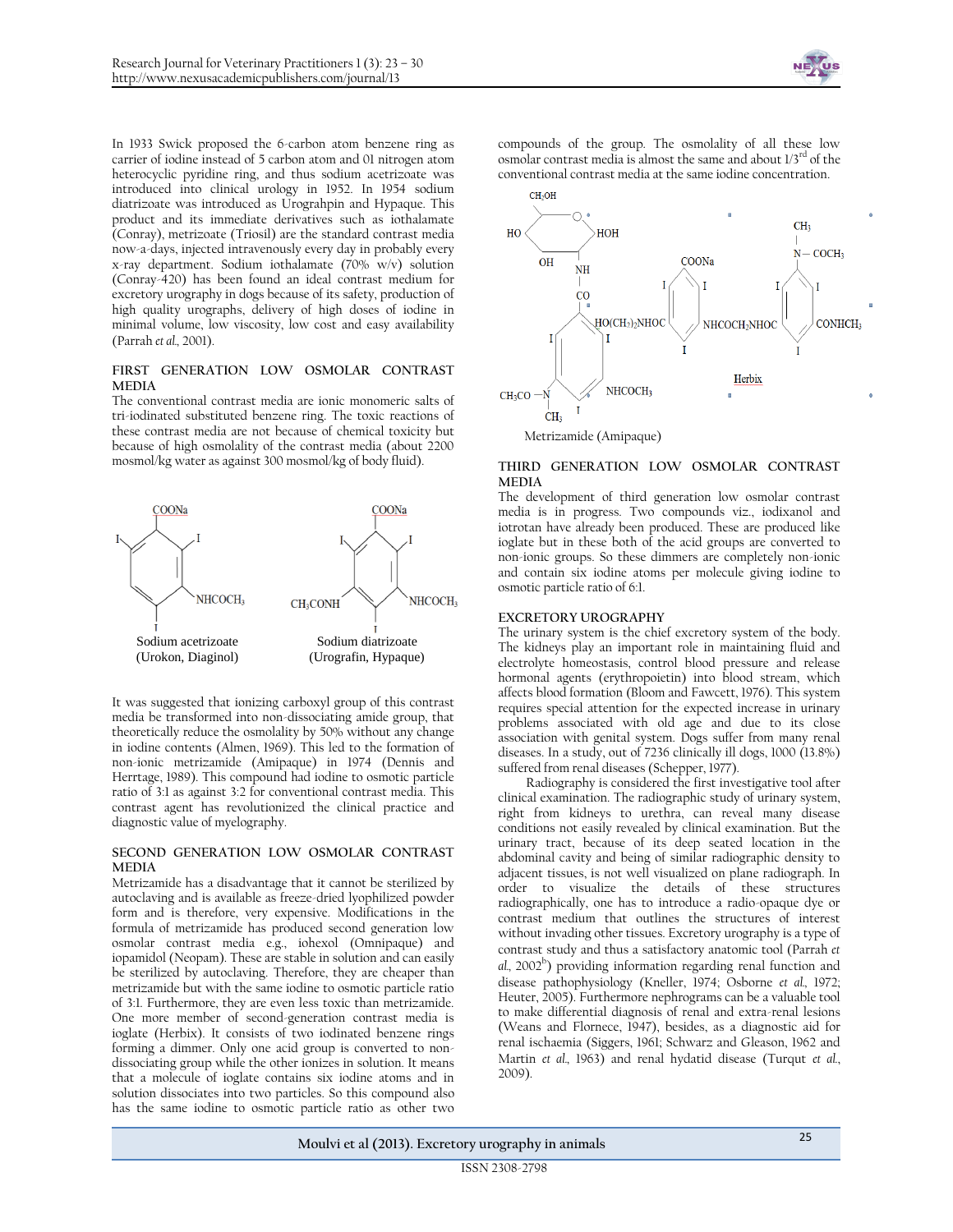In 1933 Swick proposed the 6-carbon atom benzene ring as carrier of iodine instead of 5 carbon atom and 01 nitrogen atom heterocyclic pyridine ring, and thus sodium acetrizoate was introduced into clinical urology in 1952. In 1954 sodium diatrizoate was introduced as Urograhpin and Hypaque. This product and its immediate derivatives such as iothalamate (Conray), metrizoate (Triosil) are the standard contrast media now-a-days, injected intravenously every day in probably every x-ray department. Sodium iothalamate (70% w/v) solution (Conray-420) has been found an ideal contrast medium for excretory urography in dogs because of its safety, production of high quality urographs, delivery of high doses of iodine in minimal volume, low viscosity, low cost and easy availability (Parrah *et al.,* 2001).

## FIRST GENERATION LOW OSMOLAR CONTRAST MEDIA

The conventional contrast media are ionic monomeric salts of tri-iodinated substituted benzene ring. The toxic reactions of these contrast media are not because of chemical toxicity but because of high osmolality of the contrast media (about 2200 mosmol/kg water as against 300 mosmol/kg of body fluid).

Sodium acetrizoate (Urokon, Diaginol)

Sodium diatrizoate (Urografin, Hypaque)

It was suggested that ionizing carboxyl group of this contrast media be transformed into non-dissociating amide group, that theoretically reduce the osmolality by 50% without any change in iodine contents (Almen, 1969). This led to the formation of non-ionic metrizamide (Amipaque) in 1974 (Dennis and Herrtage, 1989). This compound had iodine to osmotic particle ratio of 3:1 as against 3:2 for conventional contrast media. This contrast agent has revolutionized the clinical practice and diagnostic value of myelography.

## SECOND GENERATION LOW OSMOLAR CONTRAST MEDIA

Metrizamide has a disadvantage that it cannot be sterilized by autoclaving and is available as freeze-dried lyophilized powder form and is therefore, very expensive. Modifications in the formula of metrizamide has produced second generation low osmolar contrast media e.g., iohexol (Omnipaque) and iopamidol (Neopam). These are stable in solution and can easily be sterilized by autoclaving. Therefore, they are cheaper than metrizamide but with the same iodine to osmotic particle ratio of 3:1. Furthermore, they are even less toxic than metrizamide. One more member of second-generation contrast media is ioglate (Herbix). It consists of two iodinated benzene rings forming a dimmer. Only one acid group is converted to non-dissociating group while the other ionizes in solution. It means that a molecule of ioglate contains six iodine atoms and in solution dissociates into two particles. So this compound also has the same iodine to osmotic particle ratio as other two compounds of the group. The osmolality of all these low osmolar contrast media is almost the same and about 1/3[rd] of the conventional contrast media at the same iodine concentration.

Metrizamide (Amipaque)

Herbix

## THIRD GENERATION LOW OSMOLAR CONTRAST MEDIA

The development of third generation low osmolar contrast media is in progress. Two compounds viz., iodixanol and iotrotan have already been produced. These are produced like ioglate but in these both of the acid groups are converted to non-ionic groups. So these dimmers are completely non-ionic and contain six iodine atoms per molecule giving iodine to osmotic particle ratio of 6:1.

## EXCRETORY UROGRAPHY

The urinary system is the chief excretory system of the body. The kidneys play an important role in maintaining fluid and electrolyte homeostasis, control blood pressure and release hormonal agents (erythropoietin) into blood stream, which affects blood formation (Bloom and Fawcett, 1976). This system requires special attention for the expected increase in urinary problems associated with old age and due to its close association with genital system. Dogs suffer from many renal diseases. In a study, out of 7236 clinically ill dogs, 1000 (13.8%) suffered from renal diseases (Schepper, 1977).

Radiography is considered the first investigative tool after clinical examination. The radiographic study of urinary system, right from kidneys to urethra, can reveal many disease conditions not easily revealed by clinical examination. But the urinary tract, because of its deep seated location in the abdominal cavity and being of similar radiographic density to adjacent tissues, is not well visualized on plane radiograph. In order to visualize the details of these structures radiographically, one has to introduce a radio-opaque dye or contrast medium that outlines the structures of interest without invading other tissues. Excretory urography is a type of contrast study and thus a satisfactory anatomic tool (Parrah *et al.,* 2002[b]) providing information regarding renal function and disease pathophysiology (Kneller, 1974; Osborne *et al.,* 1972; Heuter, 2005). Furthermore nephrograms can be a valuable tool to make differential diagnosis of renal and extra-renal lesions (Weans and Flornece, 1947), besides, as a diagnostic aid for renal ischaemia (Siggers, 1961; Schwarz and Gleason, 1962 and Martin *et al.,* 1963) and renal hydatid disease (Turqut *et al.,* 2009).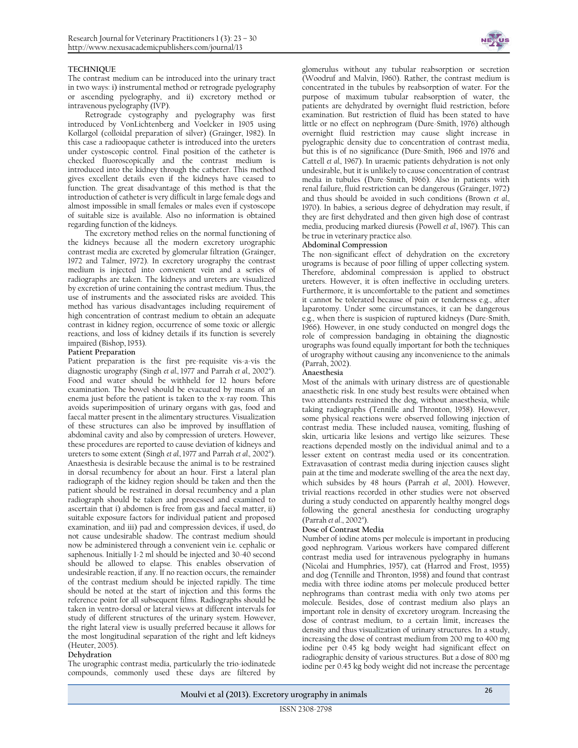## TECHNIQUE

The contrast medium can be introduced into the urinary tract in two ways: i) instrumental method or retrograde pyelography or ascending pyelography, and ii) excretory method or intravenous pyelography (IVP).

Retrograde cystography and pyelography was first introduced by VonLichtenberg and Voelcker in 1905 using Kollargol (colloidal preparation of silver) (Grainger, 1982). In this case a radioopaque catheter is introduced into the ureters under cystoscopic control. Final position of the catheter is checked fluoroscopically and the contrast medium is introduced into the kidney through the catheter. This method gives excellent details even if the kidneys have ceased to function. The great disadvantage of this method is that the introduction of catheter is very difficult in large female dogs and almost impossible in small females or males even if cystoscope of suitable size is available. Also no information is obtained regarding function of the kidneys.

The excretory method relies on the normal functioning of the kidneys because all the modern excretory urographic contrast media are excreted by glomerular filtration (Grainger, 1972 and Talmer, 1972). In excretory urography the contrast medium is injected into convenient vein and a series of radiographs are taken. The kidneys and ureters are visualized by excretion of urine containing the contrast medium. Thus, the use of instruments and the associated risks are avoided. This method has various disadvantages including requirement of high concentration of contrast medium to obtain an adequate contrast in kidney region, occurrence of some toxic or allergic reactions, and loss of kidney details if its function is severely impaired (Bishop, 1953).

### Patient Preparation

Patient preparation is the first pre-requisite vis-a-vis the diagnostic urography (Singh *et al.*, 1977 and Parrah *et al.*, 2002[a]). Food and water should be withheld for 12 hours before examination. The bowel should be evacuated by means of an enema just before the patient is taken to the x-ray room. This avoids superimposition of urinary organs with gas, food and faecal matter present in the alimentary structures. Visualization of these structures can also be improved by insufflation of abdominal cavity and also by compression of ureters. However, these procedures are reported to cause deviation of kidneys and ureters to some extent (Singh *et al.*, 1977 and Parrah *et al.*, 2002[a]). Anaesthesia is desirable because the animal is to be restrained in dorsal recumbency for about an hour. First a lateral plan radiograph of the kidney region should be taken and then the patient should be restrained in dorsal recumbency and a plan radiograph should be taken and processed and examined to ascertain that i) abdomen is free from gas and faecal matter, ii) suitable exposure factors for individual patient and proposed examination, and iii) pad and compression devices, if used, do not cause undesirable shadow. The contrast medium should now be administered through a convenient vein i.e. cephalic or saphenous. Initially 1-2 ml should be injected and 30-40 second should be allowed to elapse. This enables observation of undesirable reaction, if any. If no reaction occurs, the remainder of the contrast medium should be injected rapidly. The time should be noted at the start of injection and this forms the reference point for all subsequent films. Radiographs should be taken in ventro-dorsal or lateral views at different intervals for study of different structures of the urinary system. However, the right lateral view is usually preferred because it allows for the most longitudinal separation of the right and left kidneys (Heuter, 2005).

### Dehydration

The urographic contrast media, particularly the trio-iodinatede compounds, commonly used these days are filtered by glomerulus without any tubular reabsorption or secretion (Woodruf and Malvin, 1960). Rather, the contrast medium is concentrated in the tubules by reabsorption of water. For the purpose of maximum tubular reabsorption of water, the patients are dehydrated by overnight fluid restriction, before examination. But restriction of fluid has been stated to have little or no effect on nephrogram (Dure-Smith, 1976) although overnight fluid restriction may cause slight increase in pyelographic density due to concentration of contrast media, but this is of no significance (Dure-Smith, 1966 and 1976 and Cattell *et al.*, 1967). In uraemic patients dehydration is not only undesirable, but it is unlikely to cause concentration of contrast media in tubules (Dure-Smith, 1966). Also in patients with renal failure, fluid restriction can be dangerous (Grainger, 1972) and thus should be avoided in such conditions (Brown *et al.*, 1970). In babies, a serious degree of dehydration may result, if they are first dehydrated and then given high dose of contrast media, producing marked diuresis (Powell *et al.*, 1967). This can be true in veterinary practice also.

### Abdominal Compression

The non-significant effect of dehydration on the excretory urograms is because of poor filling of upper collecting system. Therefore, abdominal compression is applied to obstruct ureters. However, it is often ineffective in occluding ureters. Furthermore, it is uncomfortable to the patient and sometimes it cannot be tolerated because of pain or tenderness e.g., after laparotomy. Under some circumstances, it can be dangerous e.g., when there is suspicion of ruptured kidneys (Dure-Smith, 1966). However, in one study conducted on mongrel dogs the role of compression bandaging in obtaining the diagnostic urographs was found equally important for both the techniques of urography without causing any inconvenience to the animals (Parrah, 2002).

### Anaesthesia

Most of the animals with urinary distress are of questionable anaesthetic risk. In one study best results were obtained when two attendants restrained the dog, without anaesthesia, while taking radiographs (Tennille and Thronton, 1958). However, some physical reactions were observed following injection of contrast media. These included nausea, vomiting, flushing of skin, urticaria like lesions and vertigo like seizures. These reactions depended mostly on the individual animal and to a lesser extent on contrast media used or its concentration. Extravasation of contrast media during injection causes slight pain at the time and moderate swelling of the area the next day, which subsides by 48 hours (Parrah *et al.*, 2001). However, trivial reactions recorded in other studies were not observed during a study conducted on apparently healthy mongrel dogs following the general anesthesia for conducting urography (Parrah *et al.*, 2002[a]).

### Dose of Contrast Media

Number of iodine atoms per molecule is important in producing good nephrogram. Various workers have compared different contrast media used for intravenous pyelography in humans (Nicolai and Humphries, 1957), cat (Harrod and Frost, 1955) and dog (Tennille and Thronton, 1958) and found that contrast media with three iodine atoms per molecule produced better nephrograms than contrast media with only two atoms per molecule. Besides, dose of contrast medium also plays an important role in density of excretory urogram. Increasing the dose of contrast medium, to a certain limit, increases the density and thus visualization of urinary structures. In a study, increasing the dose of contrast medium from 200 mg to 400 mg iodine per 0.45 kg body weight had significant effect on radiographic density of various structures. But a dose of 800 mg iodine per 0.45 kg body weight did not increase the percentage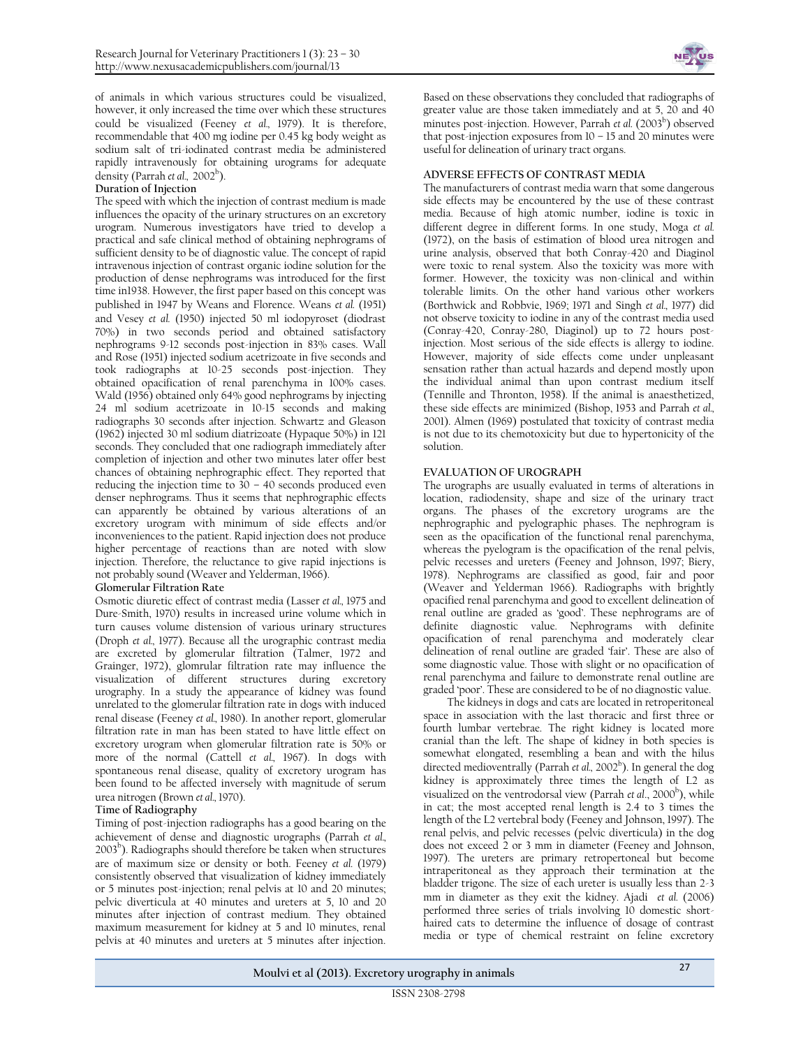of animals in which various structures could be visualized, however, it only increased the time over which these structures could be visualized (Feeney *et al.*, 1979). It is therefore, recommendable that 400 mg iodine per 0.45 kg body weight as sodium salt of tri-iodinated contrast media be administered rapidly intravenously for obtaining urograms for adequate density (Parrah *et al.*, 2002[b]).

**Duration of Injection**

The speed with which the injection of contrast medium is made influences the opacity of the urinary structures on an excretory urogram. Numerous investigators have tried to develop a practical and safe clinical method of obtaining nephrograms of sufficient density to be of diagnostic value. The concept of rapid intravenous injection of contrast organic iodine solution for the production of dense nephrograms was introduced for the first time in1938. However, the first paper based on this concept was published in 1947 by Weans and Florence. Weans *et al.* (1951) and Vesey *et al.* (1950) injected 50 ml iodopyroset (diodrast 70%) in two seconds period and obtained satisfactory nephrograms 9-12 seconds post-injection in 83% cases. Wall and Rose (1951) injected sodium acetrizoate in five seconds and took radiographs at 10-25 seconds post-injection. They obtained opacification of renal parenchyma in 100% cases. Wald (1956) obtained only 64% good nephrograms by injecting 24 ml sodium acetrizoate in 10-15 seconds and making radiographs 30 seconds after injection. Schwartz and Gleason (1962) injected 30 ml sodium diatrizoate (Hypaque 50%) in 121 seconds. They concluded that one radiograph immediately after completion of injection and other two minutes later offer best chances of obtaining nephrographic effect. They reported that reducing the injection time to 30 – 40 seconds produced even denser nephrograms. Thus it seems that nephrographic effects can apparently be obtained by various alterations of an excretory urogram with minimum of side effects and/or inconveniences to the patient. Rapid injection does not produce higher percentage of reactions than are noted with slow injection. Therefore, the reluctance to give rapid injections is not probably sound (Weaver and Yelderman, 1966).

**Glomerular Filtration Rate**

Osmotic diuretic effect of contrast media (Lasser *et al.*, 1975 and Dure-Smith, 1970) results in increased urine volume which in turn causes volume distension of various urinary structures (Droph *et al.*, 1977). Because all the urographic contrast media are excreted by glomerular filtration (Talmer, 1972 and Grainger, 1972), glomrular filtration rate may influence the visualization of different structures during excretory urography. In a study the appearance of kidney was found unrelated to the glomerular filtration rate in dogs with induced renal disease (Feeney *et al.*, 1980). In another report, glomerular filtration rate in man has been stated to have little effect on excretory urogram when glomerular filtration rate is 50% or more of the normal (Cattell *et al.*, 1967). In dogs with spontaneous renal disease, quality of excretory urogram has been found to be affected inversely with magnitude of serum urea nitrogen (Brown *et al.*, 1970).

**Time of Radiography**

Timing of post-injection radiographs has a good bearing on the achievement of dense and diagnostic urographs (Parrah *et al.*, 2003[b]). Radiographs should therefore be taken when structures are of maximum size or density or both. Feeney *et al.* (1979) consistently observed that visualization of kidney immediately or 5 minutes post-injection; renal pelvis at 10 and 20 minutes; pelvic diverticula at 40 minutes and ureters at 5, 10 and 20 minutes after injection of contrast medium. They obtained maximum measurement for kidney at 5 and 10 minutes, renal pelvis at 40 minutes and ureters at 5 minutes after injection. Based on these observations they concluded that radiographs of greater value are those taken immediately and at 5, 20 and 40 minutes post-injection. However, Parrah *et al.* (2003[b]) observed that post-injection exposures from 10 – 15 and 20 minutes were useful for delineation of urinary tract organs.

**ADVERSE EFFECTS OF CONTRAST MEDIA**

The manufacturers of contrast media warn that some dangerous side effects may be encountered by the use of these contrast media. Because of high atomic number, iodine is toxic in different degree in different forms. In one study, Moga *et al.* (1972), on the basis of estimation of blood urea nitrogen and urine analysis, observed that both Conray-420 and Diaginol were toxic to renal system. Also the toxicity was more with former. However, the toxicity was non-clinical and within tolerable limits. On the other hand various other workers (Borthwick and Robbvie, 1969; 1971 and Singh *et al.*, 1977) did not observe toxicity to iodine in any of the contrast media used (Conray-420, Conray-280, Diaginol) up to 72 hours post-injection. Most serious of the side effects is allergy to iodine. However, majority of side effects come under unpleasant sensation rather than actual hazards and depend mostly upon the individual animal than upon contrast medium itself (Tennille and Thronton, 1958). If the animal is anaesthetized, these side effects are minimized (Bishop, 1953 and Parrah *et al.*, 2001). Almen (1969) postulated that toxicity of contrast media is not due to its chemotoxicity but due to hypertonicity of the solution.

**EVALUATION OF UROGRAPH**

The urographs are usually evaluated in terms of alterations in location, radiodensity, shape and size of the urinary tract organs. The phases of the excretory urograms are the nephrographic and pyelographic phases. The nephrogram is seen as the opacification of the functional renal parenchyma, whereas the pyelogram is the opacification of the renal pelvis, pelvic recesses and ureters (Feeney and Johnson, 1997; Biery, 1978). Nephrograms are classified as good, fair and poor (Weaver and Yelderman 1966). Radiographs with brightly opacified renal parenchyma and good to excellent delineation of renal outline are graded as 'good'. These nephrograms are of definite diagnostic value. Nephrograms with definite opacification of renal parenchyma and moderately clear delineation of renal outline are graded 'fair'. These are also of some diagnostic value. Those with slight or no opacification of renal parenchyma and failure to demonstrate renal outline are graded 'poor'. These are considered to be of no diagnostic value.

The kidneys in dogs and cats are located in retroperitoneal space in association with the last thoracic and first three or fourth lumbar vertebrae. The right kidney is located more cranial than the left. The shape of kidney in both species is somewhat elongated, resembling a bean and with the hilus directed medioventrally (Parrah *et al.*, 2002[b]). In general the dog kidney is approximately three times the length of L2 as visualized on the ventrodorsal view (Parrah *et al.*, 2000[b]), while in cat; the most accepted renal length is 2.4 to 3 times the length of the L2 vertebral body (Feeney and Johnson, 1997). The renal pelvis, and pelvic recesses (pelvic diverticula) in the dog does not exceed 2 or 3 mm in diameter (Feeney and Johnson, 1997). The ureters are primary retropertoneal but become intraperitoneal as they approach their termination at the bladder trigone. The size of each ureter is usually less than 2-3 mm in diameter as they exit the kidney. Ajadi *et al.* (2006) performed three series of trials involving 10 domestic short-haired cats to determine the influence of dosage of contrast media or type of chemical restraint on feline excretory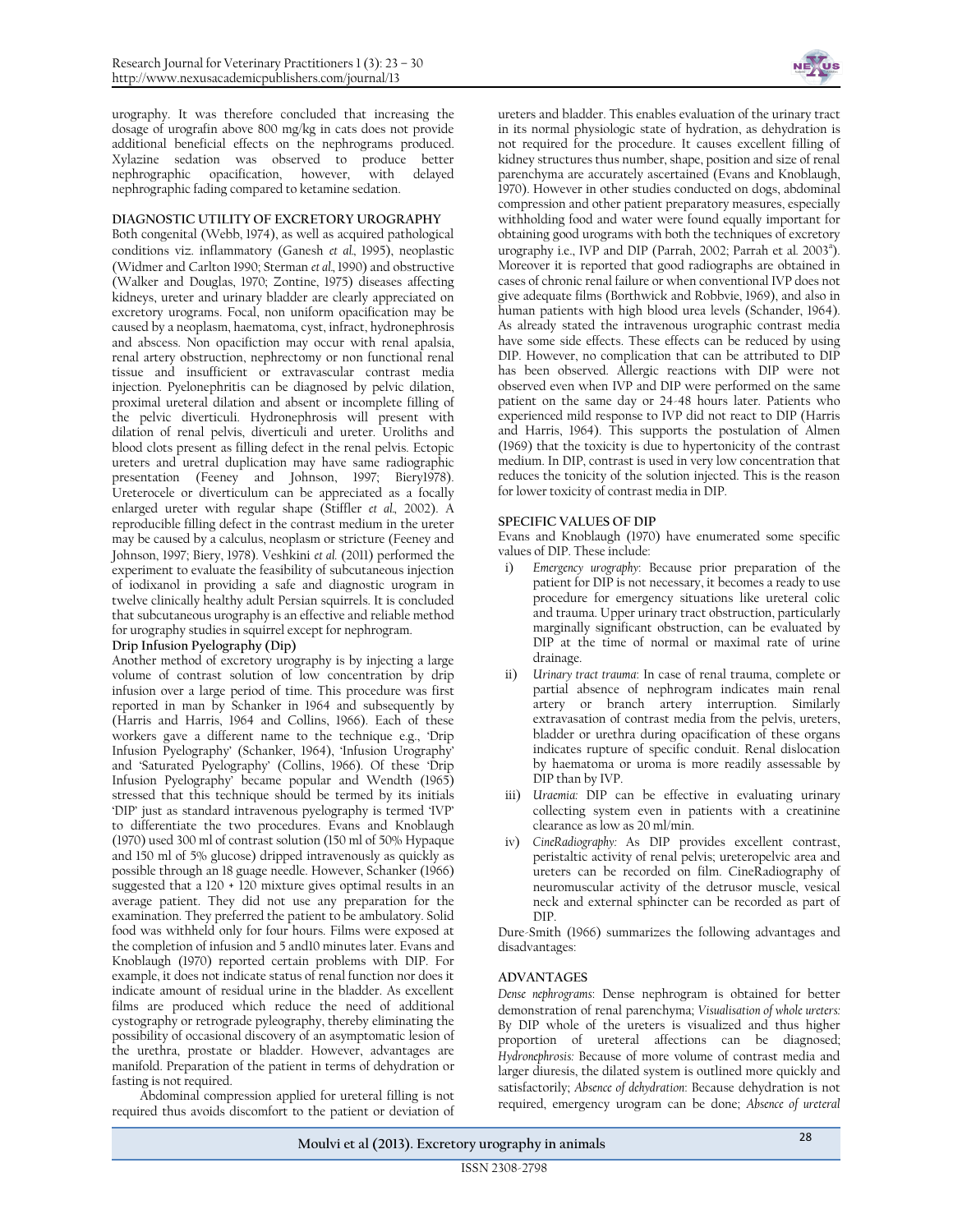urography. It was therefore concluded that increasing the dosage of urografin above 800 mg/kg in cats does not provide additional beneficial effects on the nephrograms produced. Xylazine sedation was observed to produce better nephrographic opacification, however, with delayed nephrographic fading compared to ketamine sedation.

## DIAGNOSTIC UTILITY OF EXCRETORY UROGRAPHY

Both congenital (Webb, 1974), as well as acquired pathological conditions viz. inflammatory (Ganesh *et al.*, 1995), neoplastic (Widmer and Carlton 1990; Sterman *et al.*, 1990) and obstructive (Walker and Douglas, 1970; Zontine, 1975) diseases affecting kidneys, ureter and urinary bladder are clearly appreciated on excretory urograms. Focal, non uniform opacification may be caused by a neoplasm, haematoma, cyst, infract, hydronephrosis and abscess. Non opacifiction may occur with renal apalsia, renal artery obstruction, nephrectomy or non functional renal tissue and insufficient or extravascular contrast media injection. Pyelonephritis can be diagnosed by pelvic dilation, proximal ureteral dilation and absent or incomplete filling of the pelvic diverticuli. Hydronephrosis will present with dilation of renal pelvis, diverticuli and ureter. Uroliths and blood clots present as filling defect in the renal pelvis. Ectopic ureters and uretral duplication may have same radiographic presentation (Feeney and Johnson, 1997; Biery1978). Ureterocele or diverticulum can be appreciated as a focally enlarged ureter with regular shape (Stiffler *et al.*, 2002). A reproducible filling defect in the contrast medium in the ureter may be caused by a calculus, neoplasm or stricture (Feeney and Johnson, 1997; Biery, 1978). Veshkini *et al.* (2011) performed the experiment to evaluate the feasibility of subcutaneous injection of iodixanol in providing a safe and diagnostic urogram in twelve clinically healthy adult Persian squirrels. It is concluded that subcutaneous urography is an effective and reliable method for urography studies in squirrel except for nephrogram.

### Drip Infusion Pyelography (Dip)

Another method of excretory urography is by injecting a large volume of contrast solution of low concentration by drip infusion over a large period of time. This procedure was first reported in man by Schanker in 1964 and subsequently by (Harris and Harris, 1964 and Collins, 1966). Each of these workers gave a different name to the technique e.g., 'Drip Infusion Pyelography' (Schanker, 1964), 'Infusion Urography' and 'Saturated Pyelography' (Collins, 1966). Of these 'Drip Infusion Pyelography' became popular and Wendth (1965) stressed that this technique should be termed by its initials 'DIP' just as standard intravenous pyelography is termed 'IVP' to differentiate the two procedures. Evans and Knoblaugh (1970) used 300 ml of contrast solution (150 ml of 50% Hypaque and 150 ml of 5% glucose) dripped intravenously as quickly as possible through an 18 guage needle. However, Schanker (1966) suggested that a 120 + 120 mixture gives optimal results in an average patient. They did not use any preparation for the examination. They preferred the patient to be ambulatory. Solid food was withheld only for four hours. Films were exposed at the completion of infusion and 5 and10 minutes later. Evans and Knoblaugh (1970) reported certain problems with DIP. For example, it does not indicate status of renal function nor does it indicate amount of residual urine in the bladder. As excellent films are produced which reduce the need of additional cystography or retrograde pyleography, thereby eliminating the possibility of occasional discovery of an asymptomatic lesion of the urethra, prostate or bladder. However, advantages are manifold. Preparation of the patient in terms of dehydration or fasting is not required.

Abdominal compression applied for ureteral filling is not required thus avoids discomfort to the patient or deviation of ureters and bladder. This enables evaluation of the urinary tract in its normal physiologic state of hydration, as dehydration is not required for the procedure. It causes excellent filling of kidney structures thus number, shape, position and size of renal parenchyma are accurately ascertained (Evans and Knoblaugh, 1970). However in other studies conducted on dogs, abdominal compression and other patient preparatory measures, especially withholding food and water were found equally important for obtaining good urograms with both the techniques of excretory urography i.e., IVP and DIP (Parrah, 2002; Parrah et al. 2003[a]). Moreover it is reported that good radiographs are obtained in cases of chronic renal failure or when conventional IVP does not give adequate films (Borthwick and Robbvie, 1969), and also in human patients with high blood urea levels (Schander, 1964). As already stated the intravenous urographic contrast media have some side effects. These effects can be reduced by using DIP. However, no complication that can be attributed to DIP has been observed. Allergic reactions with DIP were not observed even when IVP and DIP were performed on the same patient on the same day or 24-48 hours later. Patients who experienced mild response to IVP did not react to DIP (Harris and Harris, 1964). This supports the postulation of Almen (1969) that the toxicity is due to hypertonicity of the contrast medium. In DIP, contrast is used in very low concentration that reduces the tonicity of the solution injected. This is the reason for lower toxicity of contrast media in DIP.

## SPECIFIC VALUES OF DIP

Evans and Knoblaugh (1970) have enumerated some specific values of DIP. These include:

i) *Emergency urography*: Because prior preparation of the patient for DIP is not necessary, it becomes a ready to use procedure for emergency situations like ureteral colic and trauma. Upper urinary tract obstruction, particularly marginally significant obstruction, can be evaluated by DIP at the time of normal or maximal rate of urine drainage.
ii) *Urinary tract trauma*: In case of renal trauma, complete or partial absence of nephrogram indicates main renal artery or branch artery interruption. Similarly extravasation of contrast media from the pelvis, ureters, bladder or urethra during opacification of these organs indicates rupture of specific conduit. Renal dislocation by haematoma or uroma is more readily assessable by DIP than by IVP.
iii) *Uraemia:* DIP can be effective in evaluating urinary collecting system even in patients with a creatinine clearance as low as 20 ml/min.
iv) *CineRadiography:* As DIP provides excellent contrast, peristaltic activity of renal pelvis; ureteropelvic area and ureters can be recorded on film. CineRadiography of neuromuscular activity of the detrusor muscle, vesical neck and external sphincter can be recorded as part of DIP.

Dure-Smith (1966) summarizes the following advantages and disadvantages:

## ADVANTAGES

*Dense nephrograms*: Dense nephrogram is obtained for better demonstration of renal parenchyma; *Visualisation of whole ureters:* By DIP whole of the ureters is visualized and thus higher proportion of ureteral affections can be diagnosed; *Hydronephrosis:* Because of more volume of contrast media and larger diuresis, the dilated system is outlined more quickly and satisfactorily; *Absence of dehydration*: Because dehydration is not required, emergency urogram can be done; *Absence of ureteral*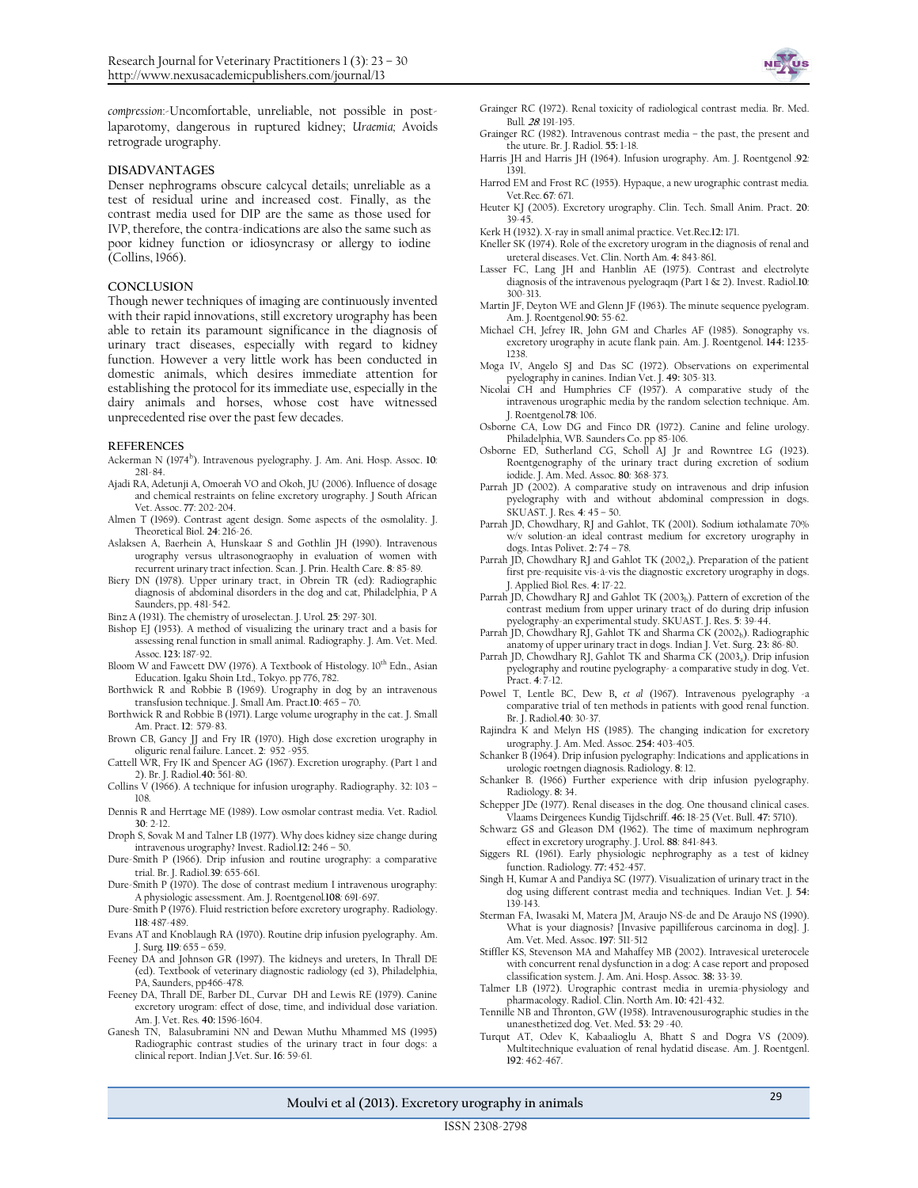*compression*:-Uncomfortable, unreliable, not possible in post-laparotomy, dangerous in ruptured kidney; *Uraemia;* Avoids retrograde urography.

## DISADVANTAGES

Denser nephrograms obscure calcycal details; unreliable as a test of residual urine and increased cost. Finally, as the contrast media used for DIP are the same as those used for IVP, therefore, the contra-indications are also the same such as poor kidney function or idiosyncrasy or allergy to iodine (Collins, 1966).

## CONCLUSION

Though newer techniques of imaging are continuously invented with their rapid innovations, still excretory urography has been able to retain its paramount significance in the diagnosis of urinary tract diseases, especially with regard to kidney function. However a very little work has been conducted in domestic animals, which desires immediate attention for establishing the protocol for its immediate use, especially in the dairy animals and horses, whose cost have witnessed unprecedented rise over the past few decades.

## REFERENCES

Ackerman N (1974[b]). Intravenous pyelography. J. Am. Ani. Hosp. Assoc. **10**: 281-84.

Ajadi RA, Adetunji A, Omoerah VO and Okoh, JU (2006). Influence of dosage and chemical restraints on feline excretory urography. J South African Vet. Assoc. **77**: 202-204.

Almen T (1969). Contrast agent design. Some aspects of the osmolality. J. Theoretical Biol. **24**: 216-26.

Aslaksen A, Baerhein A, Hunskaar S and Gothlin JH (1990). Intravenous urography versus ultrasonograophy in evaluation of women with recurrent urinary tract infection. Scan. J. Prin. Health Care. **8**: 85-89.

Biery DN (1978). Upper urinary tract, in Obrein TR (ed): Radiographic diagnosis of abdominal disorders in the dog and cat, Philadelphia, P A Saunders, pp. 481-542.

Binz A (1931). The chemistry of uroselectan. J. Urol. **25**: 297-301.

Bishop EJ (1953). A method of visualizing the urinary tract and a basis for assessing renal function in small animal. Radiography. J. Am. Vet. Med. Assoc. **123:** 187-92.

Bloom W and Fawcett DW (1976). A Textbook of Histology. 10[th] Edn., Asian Education. Igaku Shoin Ltd., Tokyo. pp 776, 782.

Borthwick R and Robbie B (1969). Urography in dog by an intravenous transfusion technique. J. Small Am. Pract.**10**: 465 – 70.

Borthwick R and Robbie B (1971). Large volume urography in the cat. J. Small Am. Pract. **12**: 579-83.

Brown CB, Gancy JJ and Fry IR (1970). High dose excretion urography in oliguric renal failure. Lancet. **2**: 952 -955.

Cattell WR, Fry IK and Spencer AG (1967). Excretion urography. (Part 1 and 2). Br. J. Radiol.**40:** 561-80.

Collins V (1966). A technique for infusion urography. Radiography. 32: 103 – 108.

Dennis R and Herrtage ME (1989). Low osmolar contrast media. Vet. Radiol. **30**: 2-12.

Droph S, Sovak M and Talner LB (1977). Why does kidney size change during intravenous urography? Invest. Radiol.**12:** 246 – 50.

Dure-Smith P (1966). Drip infusion and routine urography: a comparative trial. Br. J. Radiol.**39**: 655-661.

Dure-Smith P (1970). The dose of contrast medium I intravenous urography: A physiologic assessment. Am. J. Roentgenol.**108**: 691-697.

Dure-Smith P (1976). Fluid restriction before excretory urography. Radiology. **118**: 487-489.

Evans AT and Knoblaugh RA (1970). Routine drip infusion pyelography. Am. J. Surg. **119**: 655 – 659.

Feeney DA and Johnson GR (1997). The kidneys and ureters, In Thrall DE (ed). Textbook of veterinary diagnostic radiology (ed 3), Philadelphia, PA, Saunders, pp466-478.

Feeney DA, Thrall DE, Barber DL, Curvar DH and Lewis RE (1979). Canine excretory urogram: effect of dose, time, and individual dose variation. Am. J. Vet. Res. **40:** 1596-1604.

Ganesh TN, Balasubramini NN and Dewan Muthu Mhammed MS (1995) Radiographic contrast studies of the urinary tract in four dogs: a clinical report. Indian J.Vet. Sur. **16**: 59-61.

Grainger RC (1972). Renal toxicity of radiological contrast media. Br. Med. Bull. ***28***: 191-195.

Grainger RC (1982). Intravenous contrast media – the past, the present and the uture. Br. J. Radiol. **55:** 1-18.

Harris JH and Harris JH (1964). Infusion urography. Am. J. Roentgenol .**92**: 1391.

Harrod EM and Frost RC (1955). Hypaque, a new urographic contrast media. Vet.Rec. **67**: 671.

Heuter KJ (2005). Excretory urography. Clin. Tech. Small Anim. Pract. **20**: 39-45.

Kerk H (1932). X-ray in small animal practice. Vet.Rec.**12:** 171.

Kneller SK (1974). Role of the excretory urogram in the diagnosis of renal and ureteral diseases. Vet. Clin. North Am. **4:** 843-861.

Lasser FC, Lang JH and Hanblin AE (1975). Contrast and electrolyte diagnosis of the intravenous pyelograqm (Part 1 & 2). Invest. Radiol.**10**: 300-313.

Martin JF, Deyton WE and Glenn JF (1963). The minute sequence pyelogram. Am. J. Roentgenol.**90:** 55-62.

Michael CH, Jefrey IR, John GM and Charles AF (1985). Sonography vs. excretory urography in acute flank pain. Am. J. Roentgenol. **144**: 1235-1238.

Moga IV, Angelo SJ and Das SC (1972). Observations on experimental pyelography in canines. Indian Vet. J. **49:** 305-313.

Nicolai CH and Humphries CF (1957). A comparative study of the intravenous urographic media by the random selection technique. Am. J. Roentgenol.**78**: 106.

Osborne CA, Low DG and Finco DR (1972). Canine and feline urology. Philadelphia, WB. Saunders Co. pp 85-106.

Osborne ED, Sutherland CG, Scholl AJ Jr and Rowntree LG (1923). Roentgenography of the urinary tract during excretion of sodium iodide. J. Am. Med. Assoc. **80**: 368-373.

Parrah JD (2002). A comparative study on intravenous and drip infusion pyelography with and without abdominal compression in dogs. SKUAST. J. Res. **4**: 45 – 50.

Parrah JD, Chowdhary, RJ and Gahlot, TK (2001). Sodium iothalamate 70% w/v solution-an ideal contrast medium for excretory urography in dogs. Intas Polivet. **2:** 74 – 78.

Parrah JD, Chowdhary RJ and Gahlot TK (2002$_a$). Preparation of the patient first pre-requisite vis-à-vis the diagnostic excretory urography in dogs. J. Applied Biol. Res. **4:** 17-22.

Parrah JD, Chowdhary RJ and Gahlot TK (2003$_b$). Pattern of excretion of the contrast medium from upper urinary tract of do during drip infusion pyelography-an experimental study. SKUAST. J. Res. **5**: 39-44.

Parrah JD, Chowdhary RJ, Gahlot TK and Sharma CK (2002$_b$). Radiographic anatomy of upper urinary tract in dogs. Indian J. Vet. Surg. **23:** 86-80.

Parrah JD, Chowdhary RJ, Gahlot TK and Sharma CK (2003$_a$). Drip infusion pyelography and routine pyelography- a comparative study in dog. Vet. Pract. **4**: 7-12.

Powel T, Lentle BC, Dew B, *et al* (1967). Intravenous pyelography -a comparative trial of ten methods in patients with good renal function. Br. J. Radiol.**40**: 30-37.

Rajindra K and Melyn HS (1985). The changing indication for excretory urography. J. Am. Med. Assoc. **254:** 403-405.

Schanker B (1964). Drip infusion pyelography: Indications and applications in urologic roetngen diagnosis. Radiology. **8**: 12.

Schanker B. (1966) Further experience with drip infusion pyelography. Radiology. **8:** 34.

Schepper JDe (1977). Renal diseases in the dog. One thousand clinical cases. Vlaams Deirgenees Kundig Tijdschriff. **46:** 18-25 (Vet. Bull. **47:** 5710).

Schwarz GS and Gleason DM (1962). The time of maximum nephrogram effect in excretory urography. J. Urol. **88**: 841-843.

Siggers RL (1961). Early physiologic nephrography as a test of kidney function. Radiology. **77:** 452-457.

Singh H, Kumar A and Pandiya SC (1977). Visualization of urinary tract in the dog using different contrast media and techniques. Indian Vet. J. **54:** 139-143.

Sterman FA, Iwasaki M, Matera JM, Araujo NS-de and De Araujo NS (1990). What is your diagnosis? [Invasive papilliferous carcinoma in dog]. J. Am. Vet. Med. Assoc. **197**: 511-512

Stiffler KS, Stevenson MA and Mahaffey MB (2002). Intravesical ureterocele with concurrent renal dysfunction in a dog: A case report and proposed classification system. J. Am. Ani. Hosp. Assoc. **38:** 33-39.

Talmer LB (1972). Urographic contrast media in uremia-physiology and pharmacology. Radiol. Clin. North Am. **10:** 421-432.

Tennille NB and Thronton, GW (1958). Intravenousurographic studies in the unanesthetized dog. Vet. Med. **53:** 29 -40.

Turqut AT, Odev K, Kabaalioglu A, Bhatt S and Dogra VS (2009). Multitechnique evaluation of renal hydatid disease. Am. J. Roentgenl. **192**: 462-467.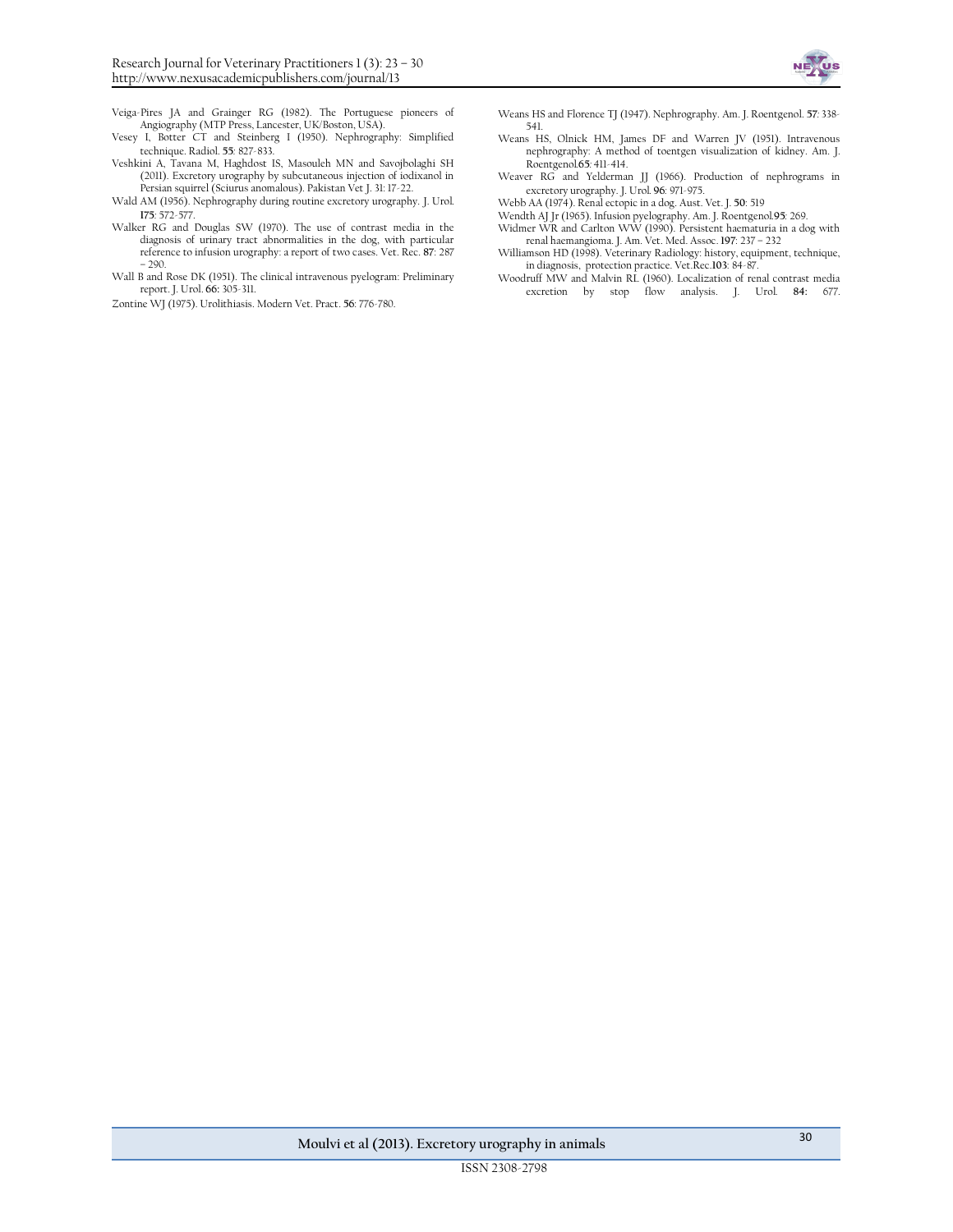Veiga-Pires JA and Grainger RG (1982). The Portuguese pioneers of Angiography (MTP Press, Lancester, UK/Boston, USA).

Vesey I, Botter CT and Steinberg I (1950). Nephrography: Simplified technique. Radiol. **55**: 827-833.

Veshkini A, Tavana M, Haghdost IS, Masouleh MN and Savojbolaghi SH (2011). Excretory urography by subcutaneous injection of iodixanol in Persian squirrel (Sciurus anomalous). Pakistan Vet J. 31: 17-22.

Wald AM (1956). Nephrography during routine excretory urography. J. Urol. **175**: 572-577.

Walker RG and Douglas SW (1970). The use of contrast media in the diagnosis of urinary tract abnormalities in the dog, with particular reference to infusion urography: a report of two cases. Vet. Rec. **87**: 287 – 290.

Wall B and Rose DK (1951). The clinical intravenous pyelogram: Preliminary report. J. Urol. **66**: 305-311.

Zontine WJ (1975). Urolithiasis. Modern Vet. Pract. **56**: 776-780.

Weans HS and Florence TJ (1947). Nephrography. Am. J. Roentgenol. **57**: 338-541.

Weans HS, Olnick HM, James DF and Warren JV (1951). Intravenous nephrography: A method of toentgen visualization of kidney. Am. J. Roentgenol.**65**: 411-414.

Weaver RG and Yelderman JJ (1966). Production of nephrograms in excretory urography. J. Urol. **96**: 971-975.

Webb AA (1974). Renal ectopic in a dog. Aust. Vet. J. **50**: 519

Wendth AJ Jr (1965). Infusion pyelography. Am. J. Roentgenol.**95**: 269.

Widmer WR and Carlton WW (1990). Persistent haematuria in a dog with renal haemangioma. J. Am. Vet. Med. Assoc. **197**: 237 – 232

Williamson HD (1998). Veterinary Radiology: history, equipment, technique, in diagnosis, protection practice. Vet.Rec.**103**: 84-87.

Woodruff MW and Malvin RL (1960). Localization of renal contrast media excretion by stop flow analysis. J. Urol. **84:** 677.